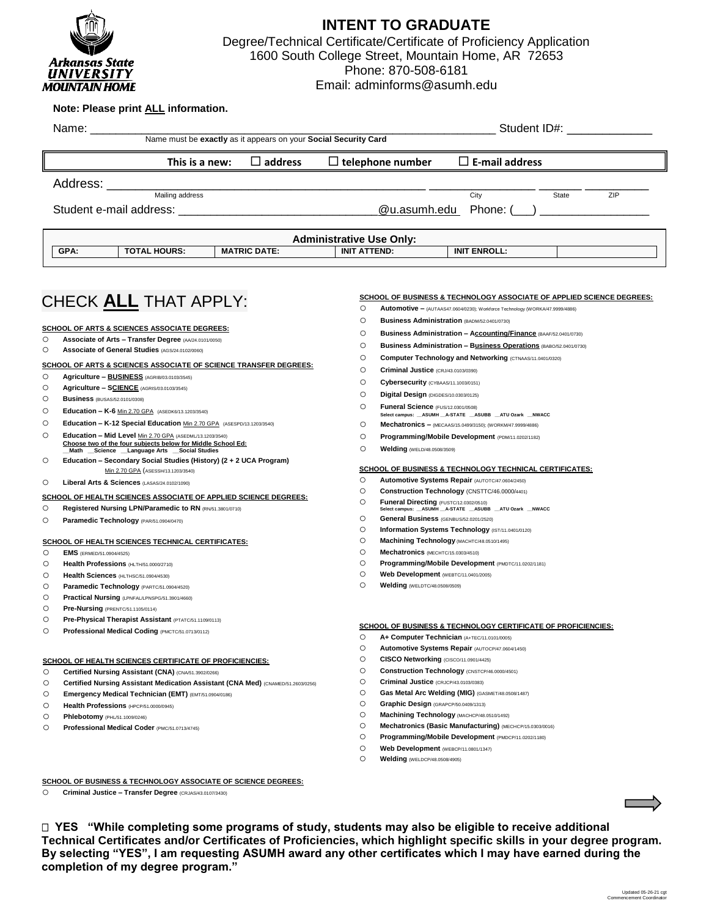# INTENT TO GRADUATE

Degree/Technical Certificate/Certificate of Proficiency Application
1600 South College Street, Mountain Home, AR 72653
Phone: 870-508-6181
Email: adminforms@asumh.edu

**Note: Please print ALL information.**

Name: ______________________________________________ Student ID#: ____________
Name must be **exactly** as it appears on your **Social Security Card**

**This is a new:** ☐ **address** ☐ **telephone number** ☐ **E-mail address**

Address: ______________________________________________ ____________ ______ ________
Mailing address City State ZIP

Student e-mail address: ____________________________@u.asumh.edu Phone: (___) ________________

| Administrative Use Only: | | | | | |
|---|---|---|---|---|---|
| GPA: | TOTAL HOURS: | MATRIC DATE: | INIT ATTEND: | INIT ENROLL: | |

## CHECK ALL THAT APPLY:

**SCHOOL OF ARTS & SCIENCES ASSOCIATE DEGREES:**

- ○ **Associate of Arts – Transfer Degree** (AA/24.0101/0050)
- ○ **Associate of General Studies** (AGS/24.0102/0060)

**SCHOOL OF ARTS & SCIENCES ASSOCIATE OF SCIENCE TRANSFER DEGREES:**

- ○ **Agriculture – BUSINESS** (AGRIB/03.0103/3545)
- ○ **Agriculture – SCIENCE** (AGRIS/03.0103/3545)
- ○ **Business** (BUSAS/52.0101/0308)
- ○ **Education – K-6** Min 2.70 GPA (ASEDK6/13.1203/3540)
- ○ **Education – K-12 Special Education** Min 2.70 GPA (ASESPD/13.1203/3540)
- ○ **Education – Mid Level** Min 2.70 GPA (ASEDML/13.1203/3540)
  **Choose two of the four subjects below for Middle School Ed:**
  __Math __Science __Language Arts __Social Studies
- ○ **Education – Secondary Social Studies (History) (2 + 2 UCA Program)** Min 2.70 GPA (ASESSH/13.1203/3540)
- ○ **Liberal Arts & Sciences** (LASAS/24.0102/1090)

**SCHOOL OF HEALTH SCIENCES ASSOCIATE OF APPLIED SCIENCE DEGREES:**

- ○ **Registered Nursing LPN/Paramedic to RN** (RN/51.3801/0710)
- ○ **Paramedic Technology** (PAR/51.0904/0470)

**SCHOOL OF HEALTH SCIENCES TECHNICAL CERTIFICATES:**

- ○ **EMS** (ERMED/51.0904/4525)
- ○ **Health Professions** (HLTH/51.0000/2710)
- ○ **Health Sciences** (HLTHSC/51.0904/4530)
- ○ **Paramedic Technology** (PARTC/51.0904/4520)
- ○ **Practical Nursing** (LPNFAL/LPNSPG/51.3901/4660)
- ○ **Pre-Nursing** (PRENTC/51.1105/0114)
- ○ **Pre-Physical Therapist Assistant** (PTATC/51.1109/0113)
- ○ **Professional Medical Coding** (PMCTC/51.0713/0112)

**SCHOOL OF HEALTH SCIENCES CERTIFICATE OF PROFICIENCIES:**

- ○ **Certified Nursing Assistant (CNA)** (CNA/51.3902/0266)
- ○ **Certified Nursing Assistant Medication Assistant (CNA Med)** (CNAMED/51.2603/0256)
- ○ **Emergency Medical Technician (EMT)** (EMT/51.0904/0186)
- ○ **Health Professions** (HPCP/51.0000/0945)
- ○ **Phlebotomy** (PHL/51.1009/0246)
- ○ **Professional Medical Coder** (PMC/51.0713/4745)

**SCHOOL OF BUSINESS & TECHNOLOGY ASSOCIATE OF SCIENCE DEGREES:**

- ○ **Criminal Justice – Transfer Degree** (CRJAS/43.0107/3430)

**SCHOOL OF BUSINESS & TECHNOLOGY ASSOCIATE OF APPLIED SCIENCE DEGREES:**

- ○ **Automotive –** (AUTAAS47.0604/0230); Workforce Technology (WORKA/47.9999/4886)
- ○ **Business Administration** (BADM/52.0401/0730)
- ○ **Business Administration – Accounting/Finance** (BAAF/52.0401/0730)
- ○ **Business Administration – Business Operations** (BABO/52.0401/0730)
- ○ **Computer Technology and Networking** (CTNAAS/11.0401/0320)
- ○ **Criminal Justice** (CRJ/43.0103/0390)
- ○ **Cybersecurity** (CYBAAS/11.1003/0151)
- ○ **Digital Design** (DIGDES/10.0303/0125)
- ○ **Funeral Science** (FUS/12.0301/0508)
  **Select campus:** __ASUMH __A-STATE __ASUBB __ATU Ozark __NWACC
- ○ **Mechatronics –** (MECAAS/15.0499/3150); (WORKM/47.9999/4886)
- ○ **Programming/Mobile Development** (PDM/11.0202/1182)
- ○ **Welding** (WELD/48.0508/3509)

**SCHOOL OF BUSINESS & TECHNOLOGY TECHNICAL CERTIFICATES:**

- ○ **Automotive Systems Repair** (AUTOTC/47.0604/2450)
- ○ **Construction Technology** (CNSTTC/46.0000/4401)
- ○ **Funeral Directing** (FUSTC/12.0302/0510)
  **Select campus:** __ASUMH __A-STATE __ASUBB __ATU Ozark __NWACC
- ○ **General Business** (GENBUS/52.0201/2520)
- ○ **Information Systems Technology** (IST/11.0401/0120)
- ○ **Machining Technology** (MACHTC/48.0510/1495)
- ○ **Mechatronics** (MECHTC/15.0303/4510)
- ○ **Programming/Mobile Development** (PMDTC/11.0202/1181)
- ○ **Web Development** (WEBTC/11.0401/2005)
- ○ **Welding** (WELDTC/48.0508/0509)

**SCHOOL OF BUSINESS & TECHNOLOGY CERTIFICATE OF PROFICIENCIES:**

- ○ **A+ Computer Technician** (A+TEC/11.0101/0005)
- ○ **Automotive Systems Repair** (AUTOCP/47.0604/1450)
- ○ **CISCO Networking** (CISCO/11.0901/4425)
- ○ **Construction Technology** (CNSTCP/46.0000/4501)
- ○ **Criminal Justice** (CRJCP/43.0103/0383)
- ○ **Gas Metal Arc Welding (MIG)** (GASMET/48.0508/1487)
- ○ **Graphic Design** (GRAPCP/50.0409/1313)
- ○ **Machining Technology** (MACHCP/48.0510/1492)
- ○ **Mechatronics (Basic Manufacturing)** (MECHCP/15.0303/0016)
- ○ **Programming/Mobile Development** (PMDCP/11.0202/1180)
- ○ **Web Development** (WEBCP/11.0801/1347)
- ○ **Welding** (WELDCP/48.0508/4905)

☐ **YES "While completing some programs of study, students may also be eligible to receive additional Technical Certificates and/or Certificates of Proficiencies, which highlight specific skills in your degree program. By selecting "YES", I am requesting ASUMH award any other certificates which I may have earned during the completion of my degree program."**

Updated 05-26-21 cgt
Commencement Coordinator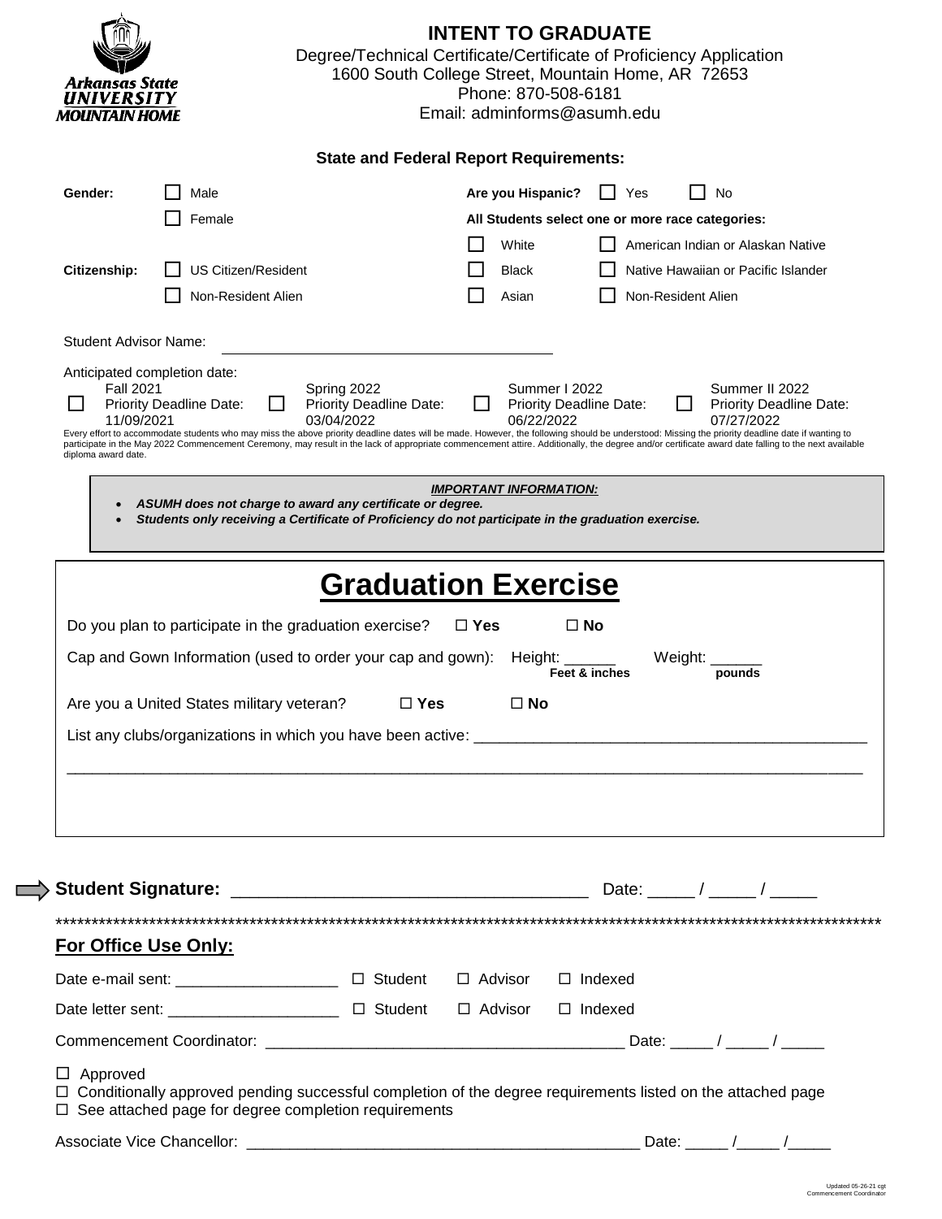Arkansas State UNIVERSITY MOUNTAIN HOME

# INTENT TO GRADUATE

Degree/Technical Certificate/Certificate of Proficiency Application
1600 South College Street, Mountain Home, AR 72653
Phone: 870-508-6181
Email: adminforms@asumh.edu

**State and Federal Report Requirements:**

**Gender:** ☐ Male ☐ Female

**Are you Hispanic?** ☐ Yes ☐ No

**All Students select one or more race categories:**

☐ White ☐ American Indian or Alaskan Native
☐ Black ☐ Native Hawaiian or Pacific Islander
☐ Asian ☐ Non-Resident Alien

**Citizenship:** ☐ US Citizen/Resident ☐ Non-Resident Alien

Student Advisor Name: ______________________________

Anticipated completion date:

☐ Fall 2021 Priority Deadline Date: 11/09/2021
☐ Spring 2022 Priority Deadline Date: 03/04/2022
☐ Summer I 2022 Priority Deadline Date: 06/22/2022
☐ Summer II 2022 Priority Deadline Date: 07/27/2022

Every effort to accommodate students who may miss the above priority deadline dates will be made. However, the following should be understood: Missing the priority deadline date if wanting to participate in the May 2022 Commencement Ceremony, may result in the lack of appropriate commencement attire. Additionally, the degree and/or certificate award date falling to the next available diploma award date.

***IMPORTANT INFORMATION:***

- ***ASUMH does not charge to award any certificate or degree.***
- ***Students only receiving a Certificate of Proficiency do not participate in the graduation exercise.***

# Graduation Exercise

Do you plan to participate in the graduation exercise? ☐ **Yes** ☐ **No**

Cap and Gown Information (used to order your cap and gown): Height: ______ **Feet & inches** Weight: ______ **pounds**

Are you a United States military veteran? ☐ **Yes** ☐ **No**

List any clubs/organizations in which you have been active: ______________________________

______________________________________________________________________

**Student Signature:** ______________________________ Date: _____ / _____ / _____

**********************************************************************************************************************

## For Office Use Only:

Date e-mail sent: ___________________ ☐ Student ☐ Advisor ☐ Indexed

Date letter sent: ___________________ ☐ Student ☐ Advisor ☐ Indexed

Commencement Coordinator: ______________________________ Date: _____ / _____ / _____

☐ Approved
☐ Conditionally approved pending successful completion of the degree requirements listed on the attached page
☐ See attached page for degree completion requirements

Associate Vice Chancellor: ______________________________ Date: _____ /_____ /_____

Updated 05-26-21 cgt
Commencement Coordinator